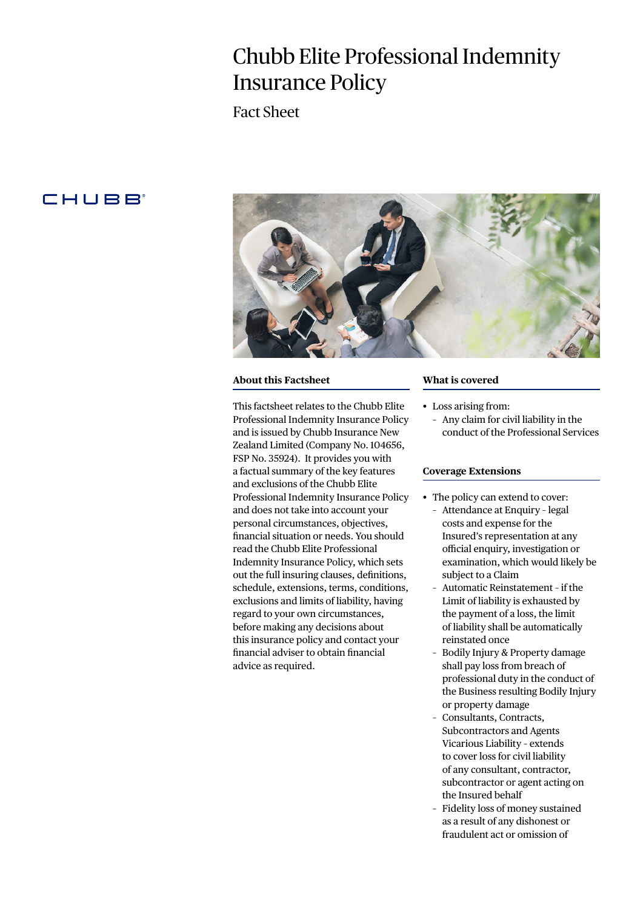# Chubb Elite Professional Indemnity Insurance Policy

Fact Sheet

CHUBB

## About this Factsheet

This factsheet relates to the Chubb Elite Professional Indemnity Insurance Policy and is issued by Chubb Insurance New Zealand Limited (Company No. 104656, FSP No. 35924). It provides you with a factual summary of the key features and exclusions of the Chubb Elite Professional Indemnity Insurance Policy and does not take into account your personal circumstances, objectives, financial situation or needs. You should read the Chubb Elite Professional Indemnity Insurance Policy, which sets out the full insuring clauses, definitions, schedule, extensions, terms, conditions, exclusions and limits of liability, having regard to your own circumstances, before making any decisions about this insurance policy and contact your financial adviser to obtain financial advice as required.

## What is covered

- Loss arising from:
  - Any claim for civil liability in the conduct of the Professional Services

## Coverage Extensions

- The policy can extend to cover:
  - Attendance at Enquiry - legal costs and expense for the Insured's representation at any official enquiry, investigation or examination, which would likely be subject to a Claim
  - Automatic Reinstatement - if the Limit of liability is exhausted by the payment of a loss, the limit of liability shall be automatically reinstated once
  - Bodily Injury & Property damage shall pay loss from breach of professional duty in the conduct of the Business resulting Bodily Injury or property damage
  - Consultants, Contracts, Subcontractors and Agents Vicarious Liability - extends to cover loss for civil liability of any consultant, contractor, subcontractor or agent acting on the Insured behalf
  - Fidelity loss of money sustained as a result of any dishonest or fraudulent act or omission of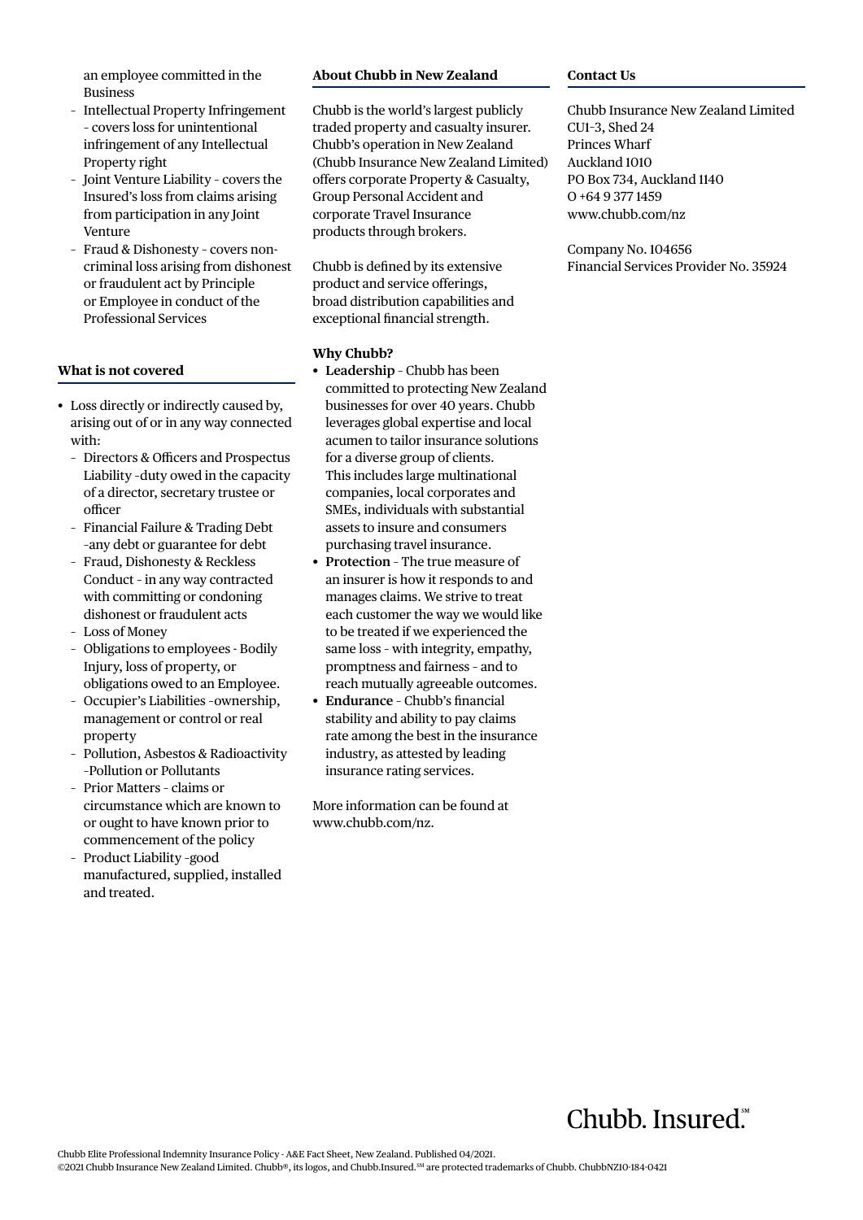an employee committed in the Business

- Intellectual Property Infringement – covers loss for unintentional infringement of any Intellectual Property right
- Joint Venture Liability – covers the Insured's loss from claims arising from participation in any Joint Venture
- Fraud & Dishonesty – covers non-criminal loss arising from dishonest or fraudulent act by Principle or Employee in conduct of the Professional Services

## What is not covered

- Loss directly or indirectly caused by, arising out of or in any way connected with:
  - Directors & Officers and Prospectus Liability –duty owed in the capacity of a director, secretary trustee or officer
  - Financial Failure & Trading Debt –any debt or guarantee for debt
  - Fraud, Dishonesty & Reckless Conduct – in any way contracted with committing or condoning dishonest or fraudulent acts
  - Loss of Money
  - Obligations to employees - Bodily Injury, loss of property, or obligations owed to an Employee.
  - Occupier's Liabilities –ownership, management or control or real property
  - Pollution, Asbestos & Radioactivity –Pollution or Pollutants
  - Prior Matters – claims or circumstance which are known to or ought to have known prior to commencement of the policy
  - Product Liability –good manufactured, supplied, installed and treated.

## About Chubb in New Zealand

Chubb is the world's largest publicly traded property and casualty insurer. Chubb's operation in New Zealand (Chubb Insurance New Zealand Limited) offers corporate Property & Casualty, Group Personal Accident and corporate Travel Insurance products through brokers.

Chubb is defined by its extensive product and service offerings, broad distribution capabilities and exceptional financial strength.

**Why Chubb?**

- **Leadership** – Chubb has been committed to protecting New Zealand businesses for over 40 years. Chubb leverages global expertise and local acumen to tailor insurance solutions for a diverse group of clients. This includes large multinational companies, local corporates and SMEs, individuals with substantial assets to insure and consumers purchasing travel insurance.
- **Protection** – The true measure of an insurer is how it responds to and manages claims. We strive to treat each customer the way we would like to be treated if we experienced the same loss – with integrity, empathy, promptness and fairness – and to reach mutually agreeable outcomes.
- **Endurance** – Chubb's financial stability and ability to pay claims rate among the best in the insurance industry, as attested by leading insurance rating services.

More information can be found at www.chubb.com/nz.

## Contact Us

Chubb Insurance New Zealand Limited
CU1-3, Shed 24
Princes Wharf
Auckland 1010
PO Box 734, Auckland 1140
O +64 9 377 1459
www.chubb.com/nz

Company No. 104656
Financial Services Provider No. 35924

Chubb. Insured.℠

Chubb Elite Professional Indemnity Insurance Policy - A&E Fact Sheet, New Zealand. Published 04/2021.
©2021 Chubb Insurance New Zealand Limited. Chubb®, its logos, and Chubb.Insured.℠ are protected trademarks of Chubb. ChubbNZ10-184-0421